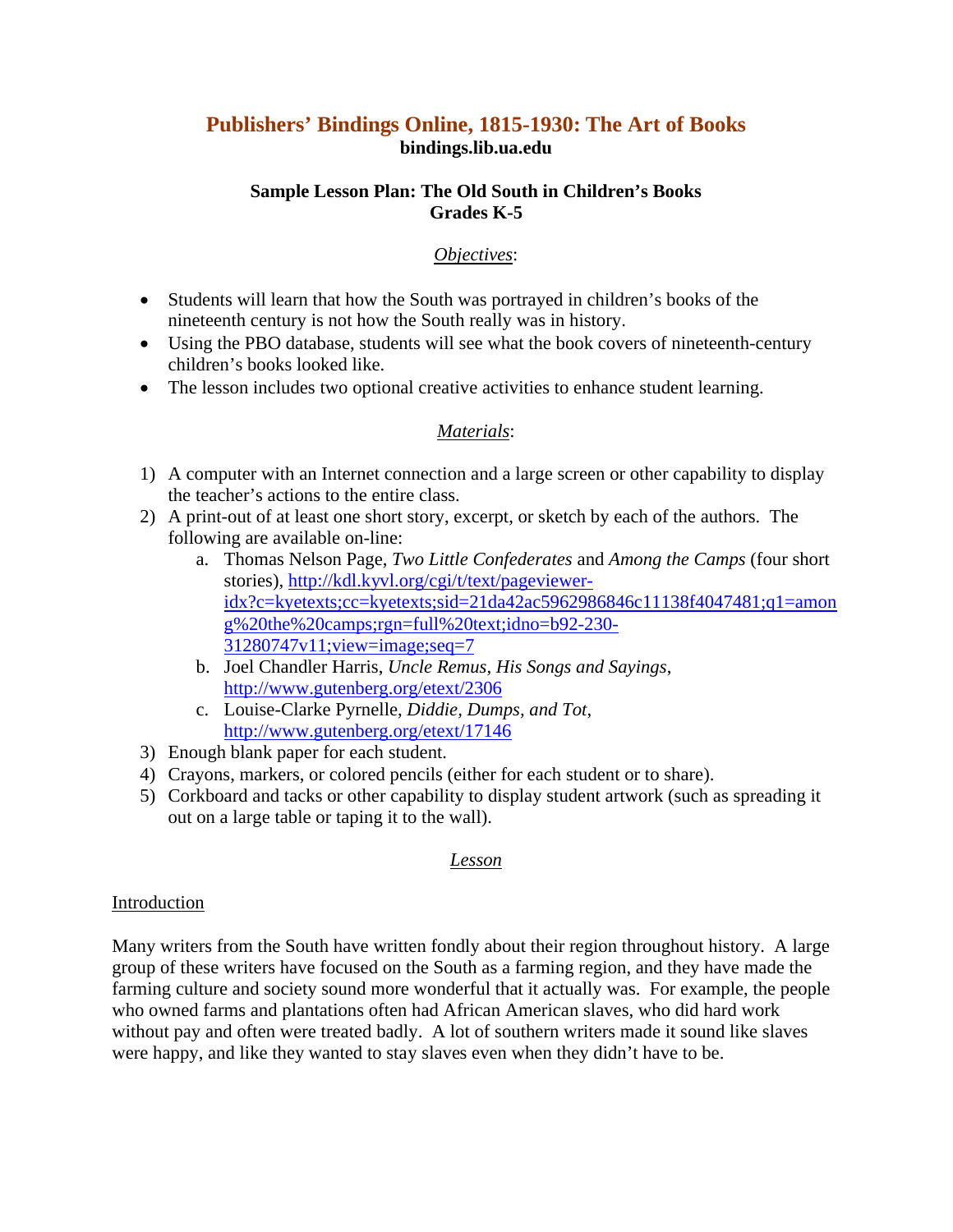# Publishers' Bindings Online, 1815-1930: The Art of Books

**bindings.lib.ua.edu**

## Sample Lesson Plan: The Old South in Children's Books
## Grades K-5

### *Objectives*:

- Students will learn that how the South was portrayed in children's books of the nineteenth century is not how the South really was in history.
- Using the PBO database, students will see what the book covers of nineteenth-century children's books looked like.
- The lesson includes two optional creative activities to enhance student learning.

### *Materials*:

1) A computer with an Internet connection and a large screen or other capability to display the teacher's actions to the entire class.
2) A print-out of at least one short story, excerpt, or sketch by each of the authors. The following are available on-line:
   a. Thomas Nelson Page, *Two Little Confederates* and *Among the Camps* (four short stories), http://kdl.kyvl.org/cgi/t/text/pageviewer-idx?c=kyetexts;cc=kyetexts;sid=21da42ac5962986846c11138f4047481;q1=among%20the%20camps;rgn=full%20text;idno=b92-230-31280747v11;view=image;seq=7
   b. Joel Chandler Harris, *Uncle Remus, His Songs and Sayings*, http://www.gutenberg.org/etext/2306
   c. Louise-Clarke Pyrnelle, *Diddie, Dumps, and Tot*, http://www.gutenberg.org/etext/17146
3) Enough blank paper for each student.
4) Crayons, markers, or colored pencils (either for each student or to share).
5) Corkboard and tacks or other capability to display student artwork (such as spreading it out on a large table or taping it to the wall).

### *Lesson*

#### Introduction

Many writers from the South have written fondly about their region throughout history. A large group of these writers have focused on the South as a farming region, and they have made the farming culture and society sound more wonderful that it actually was. For example, the people who owned farms and plantations often had African American slaves, who did hard work without pay and often were treated badly. A lot of southern writers made it sound like slaves were happy, and like they wanted to stay slaves even when they didn't have to be.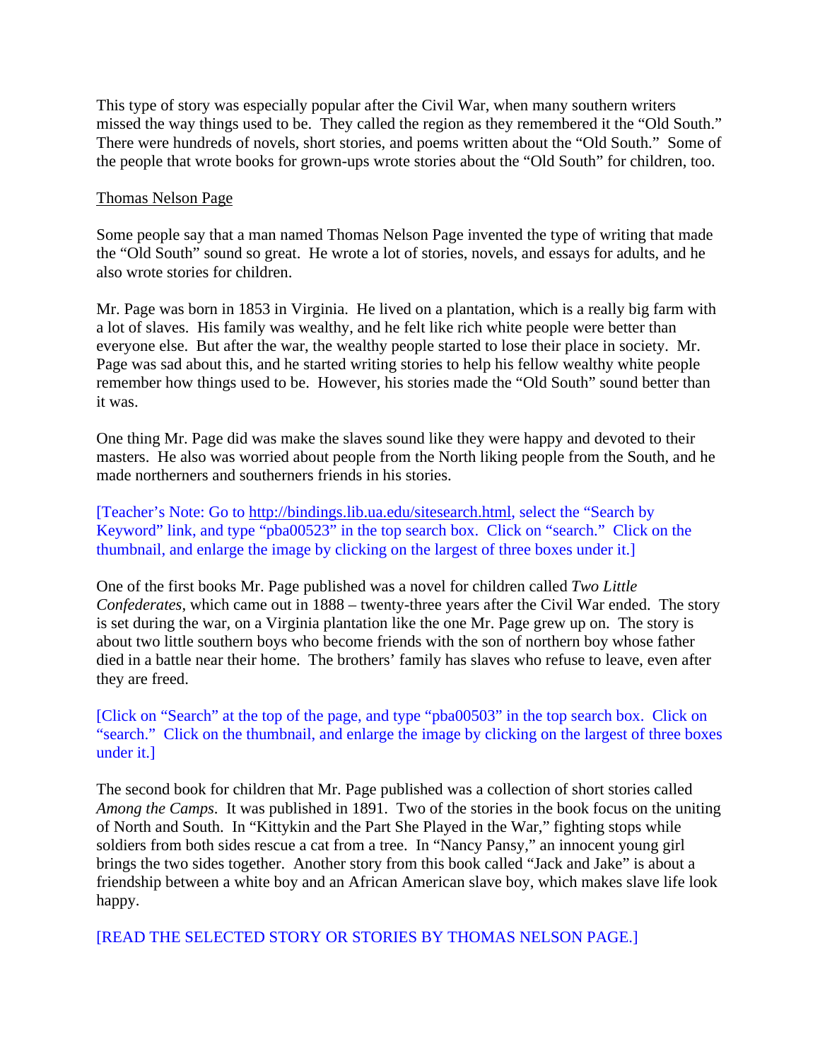This type of story was especially popular after the Civil War, when many southern writers missed the way things used to be. They called the region as they remembered it the "Old South." There were hundreds of novels, short stories, and poems written about the "Old South." Some of the people that wrote books for grown-ups wrote stories about the "Old South" for children, too.

Thomas Nelson Page

Some people say that a man named Thomas Nelson Page invented the type of writing that made the "Old South" sound so great. He wrote a lot of stories, novels, and essays for adults, and he also wrote stories for children.

Mr. Page was born in 1853 in Virginia. He lived on a plantation, which is a really big farm with a lot of slaves. His family was wealthy, and he felt like rich white people were better than everyone else. But after the war, the wealthy people started to lose their place in society. Mr. Page was sad about this, and he started writing stories to help his fellow wealthy white people remember how things used to be. However, his stories made the "Old South" sound better than it was.

One thing Mr. Page did was make the slaves sound like they were happy and devoted to their masters. He also was worried about people from the North liking people from the South, and he made northerners and southerners friends in his stories.

[Teacher's Note: Go to http://bindings.lib.ua.edu/sitesearch.html, select the "Search by Keyword" link, and type "pba00523" in the top search box. Click on "search." Click on the thumbnail, and enlarge the image by clicking on the largest of three boxes under it.]

One of the first books Mr. Page published was a novel for children called *Two Little Confederates*, which came out in 1888 – twenty-three years after the Civil War ended. The story is set during the war, on a Virginia plantation like the one Mr. Page grew up on. The story is about two little southern boys who become friends with the son of northern boy whose father died in a battle near their home. The brothers' family has slaves who refuse to leave, even after they are freed.

[Click on "Search" at the top of the page, and type "pba00503" in the top search box. Click on "search." Click on the thumbnail, and enlarge the image by clicking on the largest of three boxes under it.]

The second book for children that Mr. Page published was a collection of short stories called *Among the Camps*. It was published in 1891. Two of the stories in the book focus on the uniting of North and South. In "Kittykin and the Part She Played in the War," fighting stops while soldiers from both sides rescue a cat from a tree. In "Nancy Pansy," an innocent young girl brings the two sides together. Another story from this book called "Jack and Jake" is about a friendship between a white boy and an African American slave boy, which makes slave life look happy.

[READ THE SELECTED STORY OR STORIES BY THOMAS NELSON PAGE.]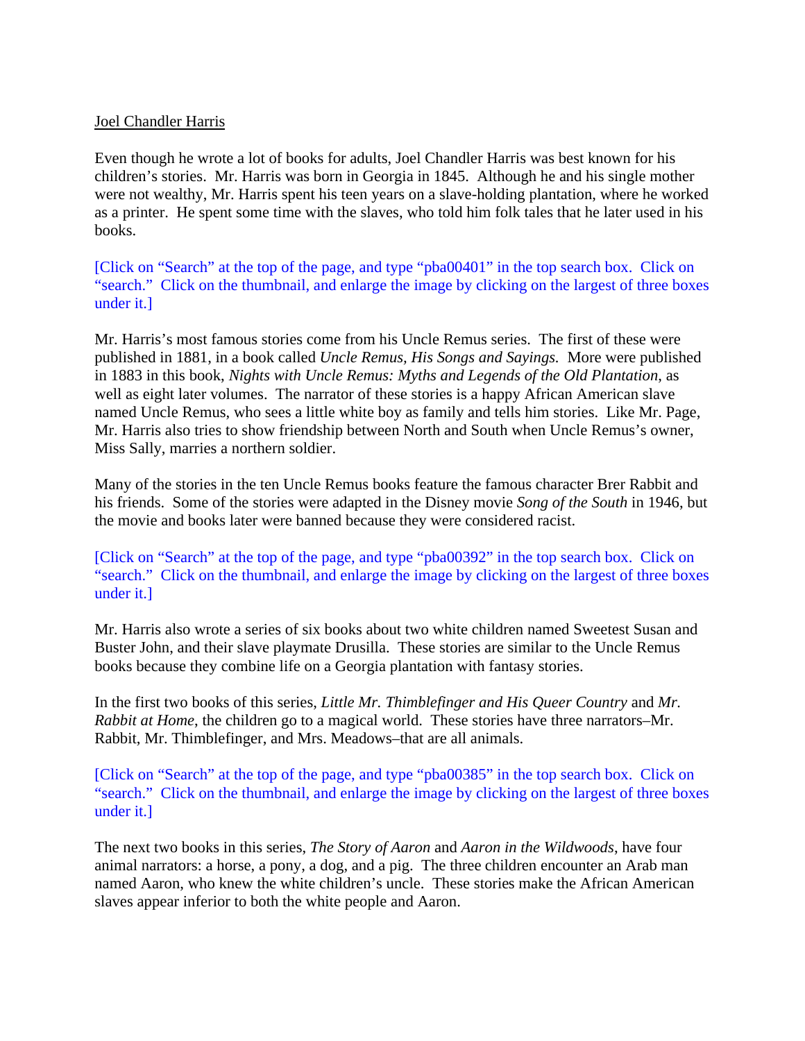Joel Chandler Harris

Even though he wrote a lot of books for adults, Joel Chandler Harris was best known for his children's stories. Mr. Harris was born in Georgia in 1845. Although he and his single mother were not wealthy, Mr. Harris spent his teen years on a slave-holding plantation, where he worked as a printer. He spent some time with the slaves, who told him folk tales that he later used in his books.

[Click on "Search" at the top of the page, and type "pba00401" in the top search box. Click on "search." Click on the thumbnail, and enlarge the image by clicking on the largest of three boxes under it.]

Mr. Harris's most famous stories come from his Uncle Remus series. The first of these were published in 1881, in a book called *Uncle Remus, His Songs and Sayings.* More were published in 1883 in this book, *Nights with Uncle Remus: Myths and Legends of the Old Plantation*, as well as eight later volumes. The narrator of these stories is a happy African American slave named Uncle Remus, who sees a little white boy as family and tells him stories. Like Mr. Page, Mr. Harris also tries to show friendship between North and South when Uncle Remus's owner, Miss Sally, marries a northern soldier.

Many of the stories in the ten Uncle Remus books feature the famous character Brer Rabbit and his friends. Some of the stories were adapted in the Disney movie *Song of the South* in 1946, but the movie and books later were banned because they were considered racist.

[Click on "Search" at the top of the page, and type "pba00392" in the top search box. Click on "search." Click on the thumbnail, and enlarge the image by clicking on the largest of three boxes under it.]

Mr. Harris also wrote a series of six books about two white children named Sweetest Susan and Buster John, and their slave playmate Drusilla. These stories are similar to the Uncle Remus books because they combine life on a Georgia plantation with fantasy stories.

In the first two books of this series, *Little Mr. Thimblefinger and His Queer Country* and *Mr. Rabbit at Home*, the children go to a magical world. These stories have three narrators–Mr. Rabbit, Mr. Thimblefinger, and Mrs. Meadows–that are all animals.

[Click on "Search" at the top of the page, and type "pba00385" in the top search box. Click on "search." Click on the thumbnail, and enlarge the image by clicking on the largest of three boxes under it.]

The next two books in this series, *The Story of Aaron* and *Aaron in the Wildwoods*, have four animal narrators: a horse, a pony, a dog, and a pig. The three children encounter an Arab man named Aaron, who knew the white children's uncle. These stories make the African American slaves appear inferior to both the white people and Aaron.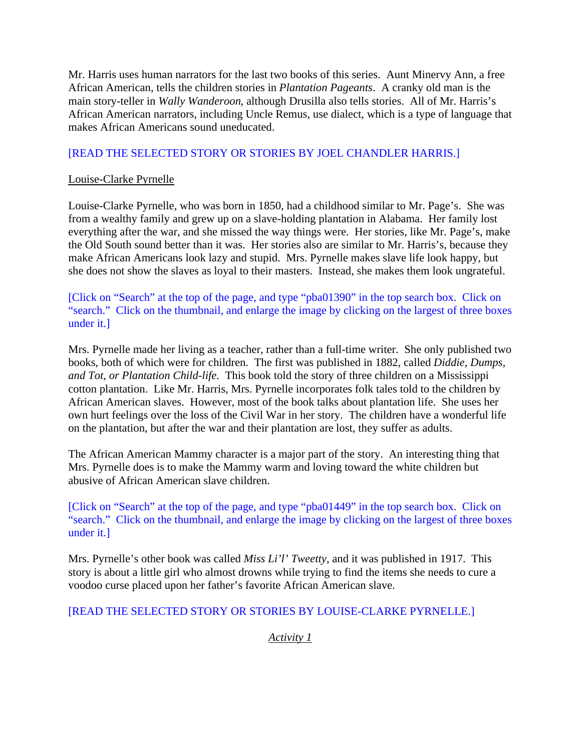Mr. Harris uses human narrators for the last two books of this series. Aunt Minervy Ann, a free African American, tells the children stories in *Plantation Pageants*. A cranky old man is the main story-teller in *Wally Wanderoon*, although Drusilla also tells stories. All of Mr. Harris's African American narrators, including Uncle Remus, use dialect, which is a type of language that makes African Americans sound uneducated.

[READ THE SELECTED STORY OR STORIES BY JOEL CHANDLER HARRIS.]

## Louise-Clarke Pyrnelle

Louise-Clarke Pyrnelle, who was born in 1850, had a childhood similar to Mr. Page's. She was from a wealthy family and grew up on a slave-holding plantation in Alabama. Her family lost everything after the war, and she missed the way things were. Her stories, like Mr. Page's, make the Old South sound better than it was. Her stories also are similar to Mr. Harris's, because they make African Americans look lazy and stupid. Mrs. Pyrnelle makes slave life look happy, but she does not show the slaves as loyal to their masters. Instead, she makes them look ungrateful.

[Click on "Search" at the top of the page, and type "pba01390" in the top search box. Click on "search." Click on the thumbnail, and enlarge the image by clicking on the largest of three boxes under it.]

Mrs. Pyrnelle made her living as a teacher, rather than a full-time writer. She only published two books, both of which were for children. The first was published in 1882, called *Diddie, Dumps, and Tot, or Plantation Child-life.* This book told the story of three children on a Mississippi cotton plantation. Like Mr. Harris, Mrs. Pyrnelle incorporates folk tales told to the children by African American slaves. However, most of the book talks about plantation life. She uses her own hurt feelings over the loss of the Civil War in her story. The children have a wonderful life on the plantation, but after the war and their plantation are lost, they suffer as adults.

The African American Mammy character is a major part of the story. An interesting thing that Mrs. Pyrnelle does is to make the Mammy warm and loving toward the white children but abusive of African American slave children.

[Click on "Search" at the top of the page, and type "pba01449" in the top search box. Click on "search." Click on the thumbnail, and enlarge the image by clicking on the largest of three boxes under it.]

Mrs. Pyrnelle's other book was called *Miss Li'l' Tweetty*, and it was published in 1917. This story is about a little girl who almost drowns while trying to find the items she needs to cure a voodoo curse placed upon her father's favorite African American slave.

[READ THE SELECTED STORY OR STORIES BY LOUISE-CLARKE PYRNELLE.]

## *Activity 1*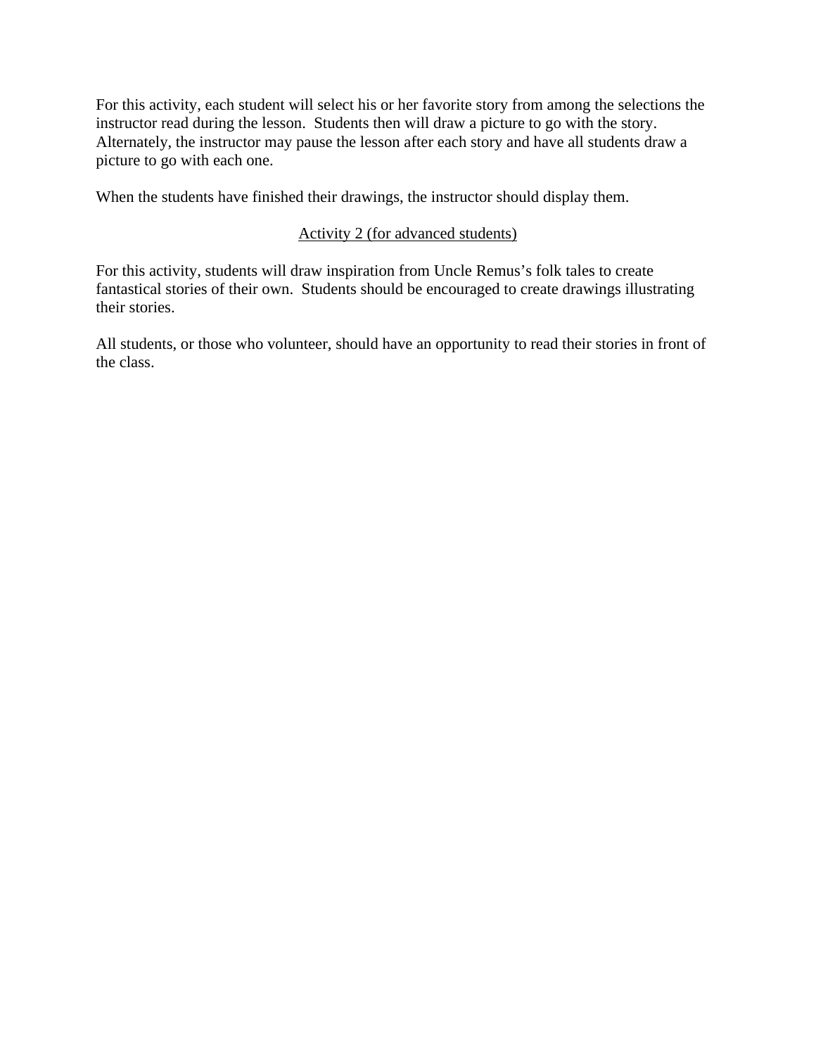For this activity, each student will select his or her favorite story from among the selections the instructor read during the lesson. Students then will draw a picture to go with the story. Alternately, the instructor may pause the lesson after each story and have all students draw a picture to go with each one.

When the students have finished their drawings, the instructor should display them.

<u>Activity 2 (for advanced students)</u>

For this activity, students will draw inspiration from Uncle Remus's folk tales to create fantastical stories of their own. Students should be encouraged to create drawings illustrating their stories.

All students, or those who volunteer, should have an opportunity to read their stories in front of the class.